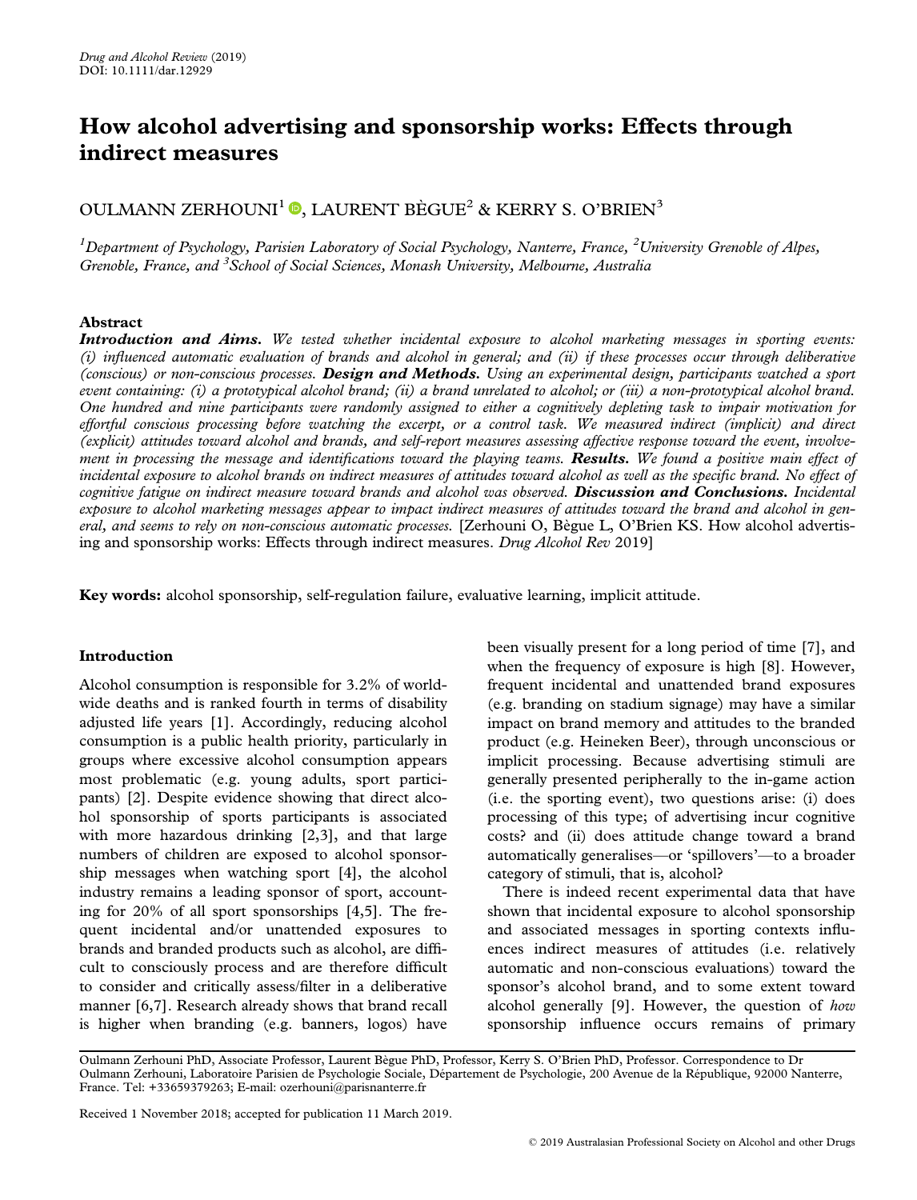# How alcohol advertising and sponsorship works: Effects through indirect measures

OULMANN ZERHOUNI[1], LAURENT BÈGUE[2] & KERRY S. O'BRIEN[3]

[1]*Department of Psychology, Parisien Laboratory of Social Psychology, Nanterre, France,* [2]*University Grenoble of Alpes, Grenoble, France, and* [3]*School of Social Sciences, Monash University, Melbourne, Australia*

## Abstract

***Introduction and Aims.*** *We tested whether incidental exposure to alcohol marketing messages in sporting events: (i) influenced automatic evaluation of brands and alcohol in general; and (ii) if these processes occur through deliberative (conscious) or non-conscious processes.* ***Design and Methods.*** *Using an experimental design, participants watched a sport event containing: (i) a prototypical alcohol brand; (ii) a brand unrelated to alcohol; or (iii) a non-prototypical alcohol brand. One hundred and nine participants were randomly assigned to either a cognitively depleting task to impair motivation for effortful conscious processing before watching the excerpt, or a control task. We measured indirect (implicit) and direct (explicit) attitudes toward alcohol and brands, and self-report measures assessing affective response toward the event, involvement in processing the message and identifications toward the playing teams.* ***Results.*** *We found a positive main effect of incidental exposure to alcohol brands on indirect measures of attitudes toward alcohol as well as the specific brand. No effect of cognitive fatigue on indirect measure toward brands and alcohol was observed.* ***Discussion and Conclusions.*** *Incidental exposure to alcohol marketing messages appear to impact indirect measures of attitudes toward the brand and alcohol in general, and seems to rely on non-conscious automatic processes.* [Zerhouni O, Bègue L, O'Brien KS. How alcohol advertising and sponsorship works: Effects through indirect measures. *Drug Alcohol Rev* 2019]

**Key words:** alcohol sponsorship, self-regulation failure, evaluative learning, implicit attitude.

## Introduction

Alcohol consumption is responsible for 3.2% of worldwide deaths and is ranked fourth in terms of disability adjusted life years [1]. Accordingly, reducing alcohol consumption is a public health priority, particularly in groups where excessive alcohol consumption appears most problematic (e.g. young adults, sport participants) [2]. Despite evidence showing that direct alcohol sponsorship of sports participants is associated with more hazardous drinking [2,3], and that large numbers of children are exposed to alcohol sponsorship messages when watching sport [4], the alcohol industry remains a leading sponsor of sport, accounting for 20% of all sport sponsorships [4,5]. The frequent incidental and/or unattended exposures to brands and branded products such as alcohol, are difficult to consciously process and are therefore difficult to consider and critically assess/filter in a deliberative manner [6,7]. Research already shows that brand recall is higher when branding (e.g. banners, logos) have been visually present for a long period of time [7], and when the frequency of exposure is high [8]. However, frequent incidental and unattended brand exposures (e.g. branding on stadium signage) may have a similar impact on brand memory and attitudes to the branded product (e.g. Heineken Beer), through unconscious or implicit processing. Because advertising stimuli are generally presented peripherally to the in-game action (i.e. the sporting event), two questions arise: (i) does processing of this type; of advertising incur cognitive costs? and (ii) does attitude change toward a brand automatically generalises—or 'spillovers'—to a broader category of stimuli, that is, alcohol?

There is indeed recent experimental data that have shown that incidental exposure to alcohol sponsorship and associated messages in sporting contexts influences indirect measures of attitudes (i.e. relatively automatic and non-conscious evaluations) toward the sponsor's alcohol brand, and to some extent toward alcohol generally [9]. However, the question of *how* sponsorship influence occurs remains of primary

Oulmann Zerhouni PhD, Associate Professor, Laurent Bègue PhD, Professor, Kerry S. O'Brien PhD, Professor. Correspondence to Dr Oulmann Zerhouni, Laboratoire Parisien de Psychologie Sociale, Département de Psychologie, 200 Avenue de la République, 92000 Nanterre, France. Tel: +33659379263; E-mail: ozerhouni@parisnanterre.fr

Received 1 November 2018; accepted for publication 11 March 2019.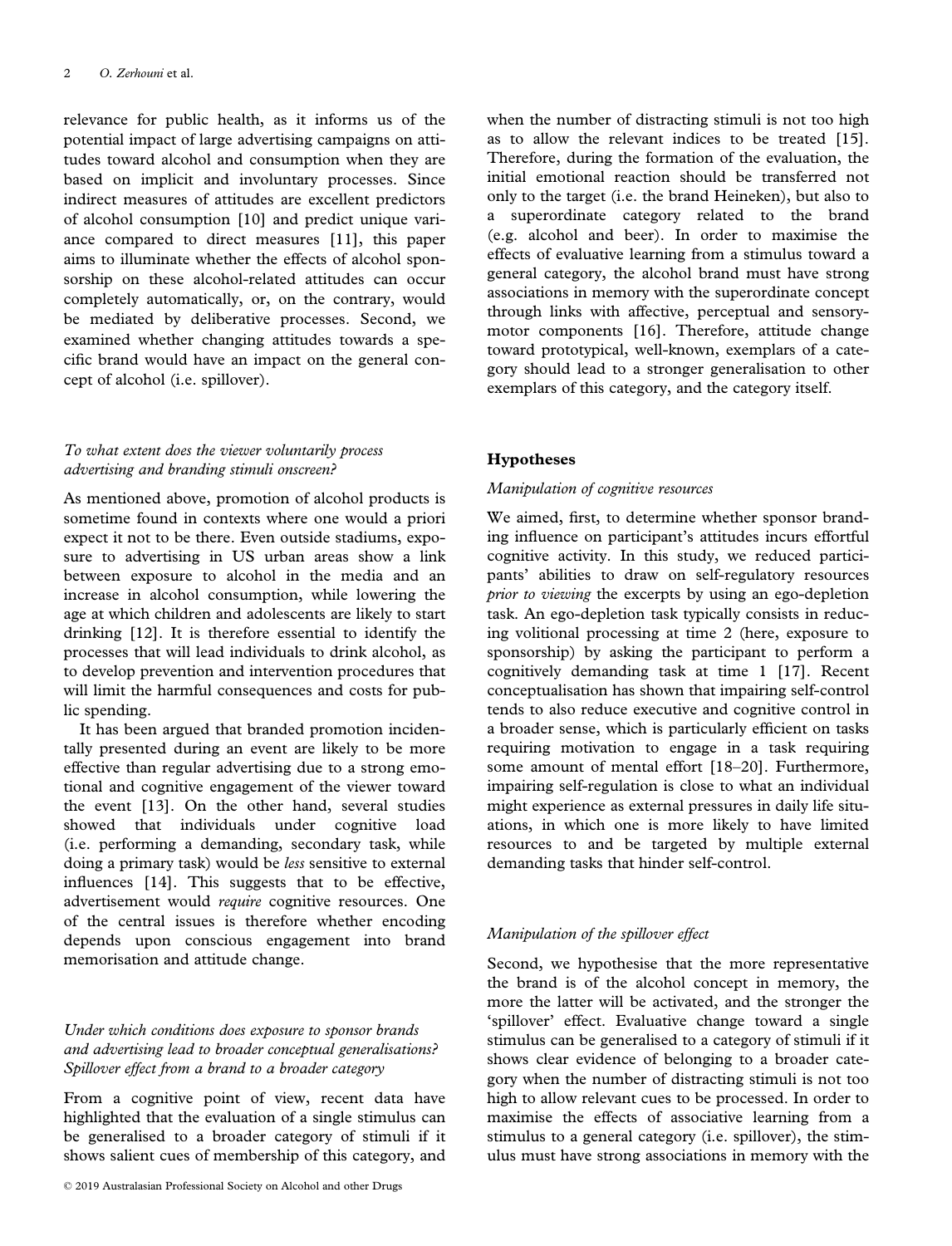relevance for public health, as it informs us of the potential impact of large advertising campaigns on attitudes toward alcohol and consumption when they are based on implicit and involuntary processes. Since indirect measures of attitudes are excellent predictors of alcohol consumption [10] and predict unique variance compared to direct measures [11], this paper aims to illuminate whether the effects of alcohol sponsorship on these alcohol-related attitudes can occur completely automatically, or, on the contrary, would be mediated by deliberative processes. Second, we examined whether changing attitudes towards a specific brand would have an impact on the general concept of alcohol (i.e. spillover).

### *To what extent does the viewer voluntarily process advertising and branding stimuli onscreen?*

As mentioned above, promotion of alcohol products is sometime found in contexts where one would a priori expect it not to be there. Even outside stadiums, exposure to advertising in US urban areas show a link between exposure to alcohol in the media and an increase in alcohol consumption, while lowering the age at which children and adolescents are likely to start drinking [12]. It is therefore essential to identify the processes that will lead individuals to drink alcohol, as to develop prevention and intervention procedures that will limit the harmful consequences and costs for public spending.

It has been argued that branded promotion incidentally presented during an event are likely to be more effective than regular advertising due to a strong emotional and cognitive engagement of the viewer toward the event [13]. On the other hand, several studies showed that individuals under cognitive load (i.e. performing a demanding, secondary task, while doing a primary task) would be *less* sensitive to external influences [14]. This suggests that to be effective, advertisement would *require* cognitive resources. One of the central issues is therefore whether encoding depends upon conscious engagement into brand memorisation and attitude change.

### *Under which conditions does exposure to sponsor brands and advertising lead to broader conceptual generalisations? Spillover effect from a brand to a broader category*

From a cognitive point of view, recent data have highlighted that the evaluation of a single stimulus can be generalised to a broader category of stimuli if it shows salient cues of membership of this category, and when the number of distracting stimuli is not too high as to allow the relevant indices to be treated [15]. Therefore, during the formation of the evaluation, the initial emotional reaction should be transferred not only to the target (i.e. the brand Heineken), but also to a superordinate category related to the brand (e.g. alcohol and beer). In order to maximise the effects of evaluative learning from a stimulus toward a general category, the alcohol brand must have strong associations in memory with the superordinate concept through links with affective, perceptual and sensory-motor components [16]. Therefore, attitude change toward prototypical, well-known, exemplars of a category should lead to a stronger generalisation to other exemplars of this category, and the category itself.

## Hypotheses

### *Manipulation of cognitive resources*

We aimed, first, to determine whether sponsor branding influence on participant's attitudes incurs effortful cognitive activity. In this study, we reduced participants' abilities to draw on self-regulatory resources *prior to viewing* the excerpts by using an ego-depletion task. An ego-depletion task typically consists in reducing volitional processing at time 2 (here, exposure to sponsorship) by asking the participant to perform a cognitively demanding task at time 1 [17]. Recent conceptualisation has shown that impairing self-control tends to also reduce executive and cognitive control in a broader sense, which is particularly efficient on tasks requiring motivation to engage in a task requiring some amount of mental effort [18–20]. Furthermore, impairing self-regulation is close to what an individual might experience as external pressures in daily life situations, in which one is more likely to have limited resources to and be targeted by multiple external demanding tasks that hinder self-control.

### *Manipulation of the spillover effect*

Second, we hypothesise that the more representative the brand is of the alcohol concept in memory, the more the latter will be activated, and the stronger the 'spillover' effect. Evaluative change toward a single stimulus can be generalised to a category of stimuli if it shows clear evidence of belonging to a broader category when the number of distracting stimuli is not too high to allow relevant cues to be processed. In order to maximise the effects of associative learning from a stimulus to a general category (i.e. spillover), the stimulus must have strong associations in memory with the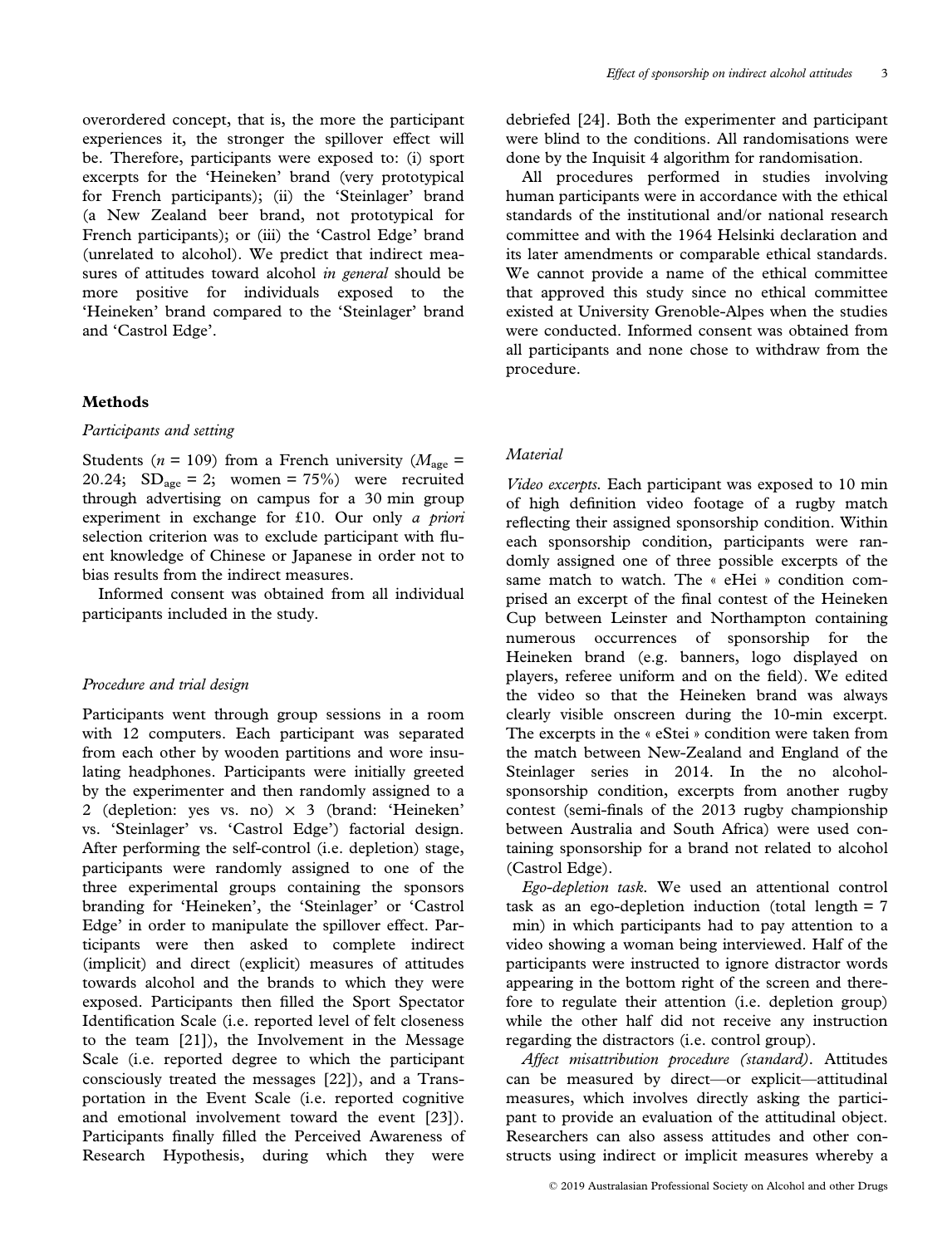overordered concept, that is, the more the participant experiences it, the stronger the spillover effect will be. Therefore, participants were exposed to: (i) sport excerpts for the 'Heineken' brand (very prototypical for French participants); (ii) the 'Steinlager' brand (a New Zealand beer brand, not prototypical for French participants); or (iii) the 'Castrol Edge' brand (unrelated to alcohol). We predict that indirect measures of attitudes toward alcohol *in general* should be more positive for individuals exposed to the 'Heineken' brand compared to the 'Steinlager' brand and 'Castrol Edge'.

## Methods

### *Participants and setting*

Students ($n = 109$) from a French university ($M_{age} = 20.24$; $SD_{age} = 2$; women = 75%) were recruited through advertising on campus for a 30 min group experiment in exchange for £10. Our only *a priori* selection criterion was to exclude participant with fluent knowledge of Chinese or Japanese in order not to bias results from the indirect measures.

Informed consent was obtained from all individual participants included in the study.

### *Procedure and trial design*

Participants went through group sessions in a room with 12 computers. Each participant was separated from each other by wooden partitions and wore insulating headphones. Participants were initially greeted by the experimenter and then randomly assigned to a 2 (depletion: yes vs. no) × 3 (brand: 'Heineken' vs. 'Steinlager' vs. 'Castrol Edge') factorial design. After performing the self-control (i.e. depletion) stage, participants were randomly assigned to one of the three experimental groups containing the sponsors branding for 'Heineken', the 'Steinlager' or 'Castrol Edge' in order to manipulate the spillover effect. Participants were then asked to complete indirect (implicit) and direct (explicit) measures of attitudes towards alcohol and the brands to which they were exposed. Participants then filled the Sport Spectator Identification Scale (i.e. reported level of felt closeness to the team [21]), the Involvement in the Message Scale (i.e. reported degree to which the participant consciously treated the messages [22]), and a Transportation in the Event Scale (i.e. reported cognitive and emotional involvement toward the event [23]). Participants finally filled the Perceived Awareness of Research Hypothesis, during which they were debriefed [24]. Both the experimenter and participant were blind to the conditions. All randomisations were done by the Inquisit 4 algorithm for randomisation.

All procedures performed in studies involving human participants were in accordance with the ethical standards of the institutional and/or national research committee and with the 1964 Helsinki declaration and its later amendments or comparable ethical standards. We cannot provide a name of the ethical committee that approved this study since no ethical committee existed at University Grenoble-Alpes when the studies were conducted. Informed consent was obtained from all participants and none chose to withdraw from the procedure.

### *Material*

*Video excerpts.* Each participant was exposed to 10 min of high definition video footage of a rugby match reflecting their assigned sponsorship condition. Within each sponsorship condition, participants were randomly assigned one of three possible excerpts of the same match to watch. The « eHei » condition comprised an excerpt of the final contest of the Heineken Cup between Leinster and Northampton containing numerous occurrences of sponsorship for the Heineken brand (e.g. banners, logo displayed on players, referee uniform and on the field). We edited the video so that the Heineken brand was always clearly visible onscreen during the 10-min excerpt. The excerpts in the « eStei » condition were taken from the match between New-Zealand and England of the Steinlager series in 2014. In the no alcohol-sponsorship condition, excerpts from another rugby contest (semi-finals of the 2013 rugby championship between Australia and South Africa) were used containing sponsorship for a brand not related to alcohol (Castrol Edge).

*Ego-depletion task.* We used an attentional control task as an ego-depletion induction (total length = 7 min) in which participants had to pay attention to a video showing a woman being interviewed. Half of the participants were instructed to ignore distractor words appearing in the bottom right of the screen and therefore to regulate their attention (i.e. depletion group) while the other half did not receive any instruction regarding the distractors (i.e. control group).

*Affect misattribution procedure (standard).* Attitudes can be measured by direct—or explicit—attitudinal measures, which involves directly asking the participant to provide an evaluation of the attitudinal object. Researchers can also assess attitudes and other constructs using indirect or implicit measures whereby a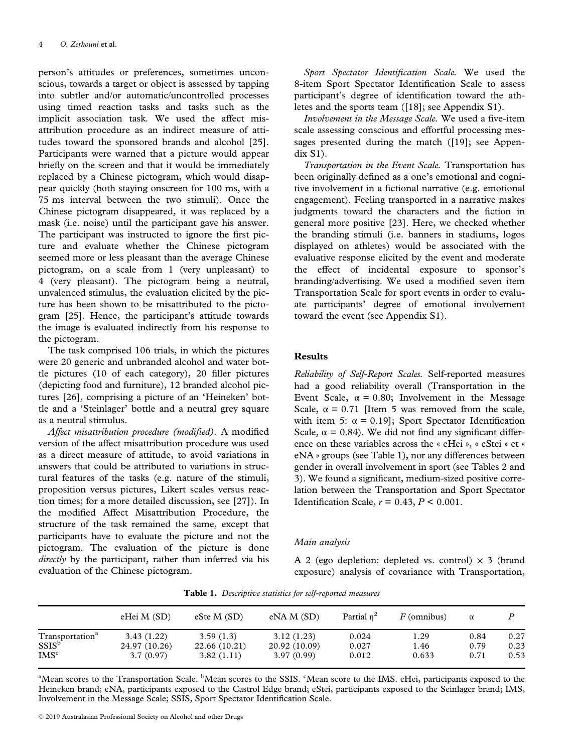person's attitudes or preferences, sometimes unconscious, towards a target or object is assessed by tapping into subtler and/or automatic/uncontrolled processes using timed reaction tasks and tasks such as the implicit association task. We used the affect misattribution procedure as an indirect measure of attitudes toward the sponsored brands and alcohol [25]. Participants were warned that a picture would appear briefly on the screen and that it would be immediately replaced by a Chinese pictogram, which would disappear quickly (both staying onscreen for 100 ms, with a 75 ms interval between the two stimuli). Once the Chinese pictogram disappeared, it was replaced by a mask (i.e. noise) until the participant gave his answer. The participant was instructed to ignore the first picture and evaluate whether the Chinese pictogram seemed more or less pleasant than the average Chinese pictogram, on a scale from 1 (very unpleasant) to 4 (very pleasant). The pictogram being a neutral, unvalenced stimulus, the evaluation elicited by the picture has been shown to be misattributed to the pictogram [25]. Hence, the participant's attitude towards the image is evaluated indirectly from his response to the pictogram.

The task comprised 106 trials, in which the pictures were 20 generic and unbranded alcohol and water bottle pictures (10 of each category), 20 filler pictures (depicting food and furniture), 12 branded alcohol pictures [26], comprising a picture of an 'Heineken' bottle and a 'Steinlager' bottle and a neutral grey square as a neutral stimulus.

*Affect misattribution procedure (modified)*. A modified version of the affect misattribution procedure was used as a direct measure of attitude, to avoid variations in answers that could be attributed to variations in structural features of the tasks (e.g. nature of the stimuli, proposition versus pictures, Likert scales versus reaction times; for a more detailed discussion, see [27]). In the modified Affect Misattribution Procedure, the structure of the task remained the same, except that participants have to evaluate the picture and not the pictogram. The evaluation of the picture is done *directly* by the participant, rather than inferred via his evaluation of the Chinese pictogram.

*Sport Spectator Identification Scale.* We used the 8-item Sport Spectator Identification Scale to assess participant's degree of identification toward the athletes and the sports team ([18]; see Appendix S1).

*Involvement in the Message Scale.* We used a five-item scale assessing conscious and effortful processing messages presented during the match ([19]; see Appendix S1).

*Transportation in the Event Scale.* Transportation has been originally defined as a one's emotional and cognitive involvement in a fictional narrative (e.g. emotional engagement). Feeling transported in a narrative makes judgments toward the characters and the fiction in general more positive [23]. Here, we checked whether the branding stimuli (i.e. banners in stadiums, logos displayed on athletes) would be associated with the evaluative response elicited by the event and moderate the effect of incidental exposure to sponsor's branding/advertising. We used a modified seven item Transportation Scale for sport events in order to evaluate participants' degree of emotional involvement toward the event (see Appendix S1).

## Results

*Reliability of Self-Report Scales.* Self-reported measures had a good reliability overall (Transportation in the Event Scale, $\alpha = 0.80$; Involvement in the Message Scale, $\alpha = 0.71$ [Item 5 was removed from the scale, with item 5: $\alpha = 0.19$]; Sport Spectator Identification Scale, $\alpha = 0.84$). We did not find any significant difference on these variables across the « eHei », « eStei » et « eNA » groups (see Table 1), nor any differences between gender in overall involvement in sport (see Tables 2 and 3). We found a significant, medium-sized positive correlation between the Transportation and Sport Spectator Identification Scale, $r = 0.43$, $P < 0.001$.

### Main analysis

A 2 (ego depletion: depleted vs. control) × 3 (brand exposure) analysis of covariance with Transportation,

**Table 1.** *Descriptive statistics for self-reported measures*

| | eHei M (SD) | eSte M (SD) | eNA M (SD) | Partial $\eta^2$ | $F$ (omnibus) | $\alpha$ | $P$ |
|---|---|---|---|---|---|---|---|
| Transportation[a] | 3.43 (1.22) | 3.59 (1.3) | 3.12 (1.23) | 0.024 | 1.29 | 0.84 | 0.27 |
| SSIS[b] | 24.97 (10.26) | 22.66 (10.21) | 20.92 (10.09) | 0.027 | 1.46 | 0.79 | 0.23 |
| IMS[c] | 3.7 (0.97) | 3.82 (1.11) | 3.97 (0.99) | 0.012 | 0.633 | 0.71 | 0.53 |

[a]Mean scores to the Transportation Scale. [b]Mean scores to the SSIS. [c]Mean score to the IMS. eHei, participants exposed to the Heineken brand; eNA, participants exposed to the Castrol Edge brand; eStei, participants exposed to the Seinlager brand; IMS, Involvement in the Message Scale; SSIS, Sport Spectator Identification Scale.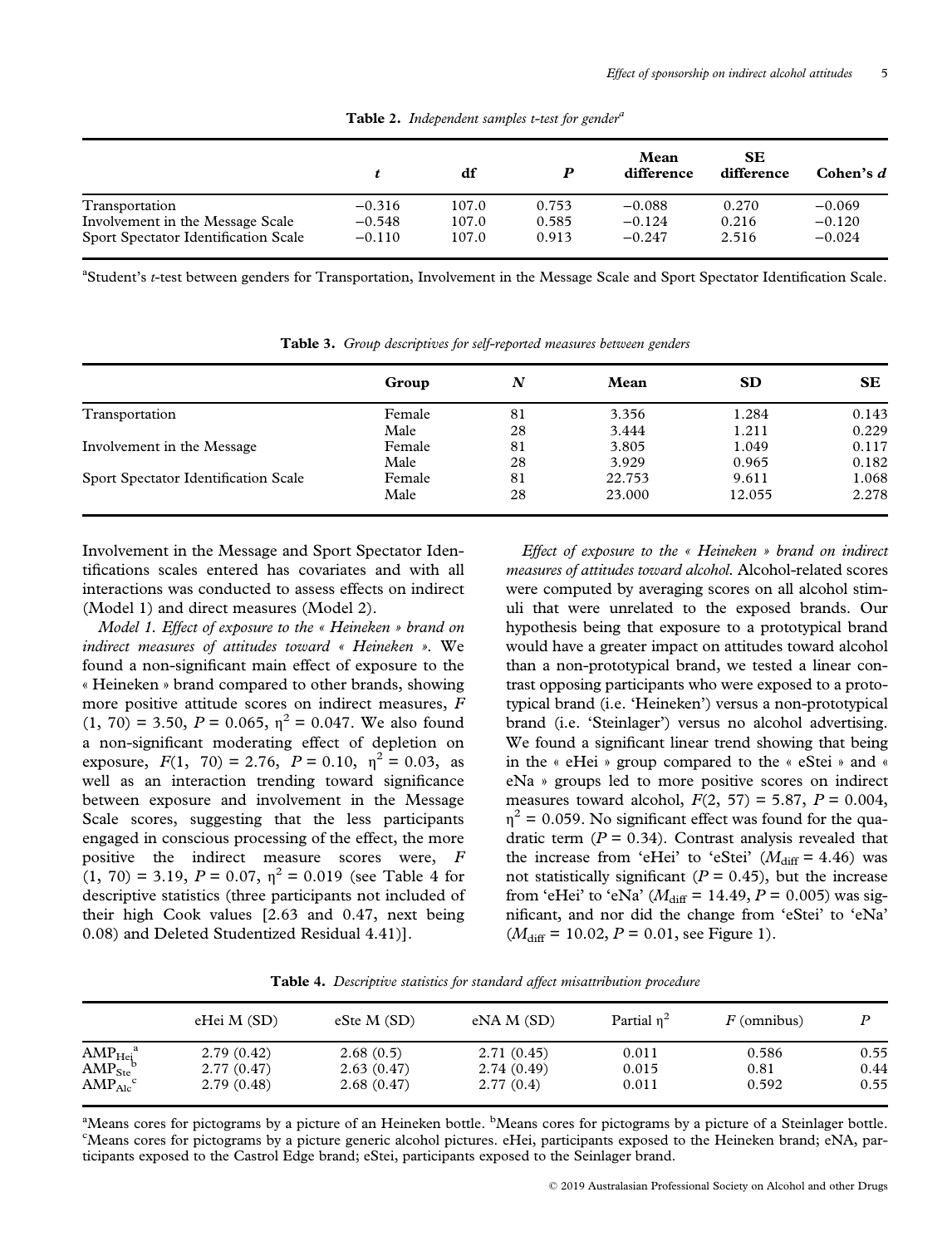**Table 2.** *Independent samples t-test for gender*[a]

| | *t* | df | *P* | Mean difference | SE difference | Cohen's *d* |
|---|---|---|---|---|---|---|
| Transportation | −0.316 | 107.0 | 0.753 | −0.088 | 0.270 | −0.069 |
| Involvement in the Message Scale | −0.548 | 107.0 | 0.585 | −0.124 | 0.216 | −0.120 |
| Sport Spectator Identification Scale | −0.110 | 107.0 | 0.913 | −0.247 | 2.516 | −0.024 |

[a]Student's *t*-test between genders for Transportation, Involvement in the Message Scale and Sport Spectator Identification Scale.

**Table 3.** *Group descriptives for self-reported measures between genders*

| | Group | *N* | Mean | SD | SE |
|---|---|---|---|---|---|
| Transportation | Female | 81 | 3.356 | 1.284 | 0.143 |
| | Male | 28 | 3.444 | 1.211 | 0.229 |
| Involvement in the Message | Female | 81 | 3.805 | 1.049 | 0.117 |
| | Male | 28 | 3.929 | 0.965 | 0.182 |
| Sport Spectator Identification Scale | Female | 81 | 22.753 | 9.611 | 1.068 |
| | Male | 28 | 23.000 | 12.055 | 2.278 |

Involvement in the Message and Sport Spectator Identifications scales entered has covariates and with all interactions was conducted to assess effects on indirect (Model 1) and direct measures (Model 2).

*Model 1. Effect of exposure to the « Heineken » brand on indirect measures of attitudes toward « Heineken ».* We found a non-significant main effect of exposure to the « Heineken » brand compared to other brands, showing more positive attitude scores on indirect measures, $F(1, 70) = 3.50$, $P = 0.065$, $\eta^2 = 0.047$. We also found a non-significant moderating effect of depletion on exposure, $F(1, 70) = 2.76$, $P = 0.10$, $\eta^2 = 0.03$, as well as an interaction trending toward significance between exposure and involvement in the Message Scale scores, suggesting that the less participants engaged in conscious processing of the effect, the more positive the indirect measure scores were, $F(1, 70) = 3.19$, $P = 0.07$, $\eta^2 = 0.019$ (see Table 4 for descriptive statistics (three participants not included of their high Cook values [2.63 and 0.47, next being 0.08) and Deleted Studentized Residual 4.41)].

*Effect of exposure to the « Heineken » brand on indirect measures of attitudes toward alcohol.* Alcohol-related scores were computed by averaging scores on all alcohol stimuli that were unrelated to the exposed brands. Our hypothesis being that exposure to a prototypical brand would have a greater impact on attitudes toward alcohol than a non-prototypical brand, we tested a linear contrast opposing participants who were exposed to a prototypical brand (i.e. 'Heineken') versus a non-prototypical brand (i.e. 'Steinlager') versus no alcohol advertising. We found a significant linear trend showing that being in the « eHei » group compared to the « eStei » and « eNa » groups led to more positive scores on indirect measures toward alcohol, $F(2, 57) = 5.87$, $P = 0.004$, $\eta^2 = 0.059$. No significant effect was found for the quadratic term ($P = 0.34$). Contrast analysis revealed that the increase from 'eHei' to 'eStei' ($M_{\text{diff}} = 4.46$) was not statistically significant ($P = 0.45$), but the increase from 'eHei' to 'eNa' ($M_{\text{diff}} = 14.49$, $P = 0.005$) was significant, and nor did the change from 'eStei' to 'eNa' ($M_{\text{diff}} = 10.02$, $P = 0.01$, see Figure 1).

**Table 4.** *Descriptive statistics for standard affect misattribution procedure*

| | eHei M (SD) | eSte M (SD) | eNA M (SD) | Partial $\eta^2$ | *F* (omnibus) | *P* |
|---|---|---|---|---|---|---|
| $AMP_{Hei}$[a] | 2.79 (0.42) | 2.68 (0.5) | 2.71 (0.45) | 0.011 | 0.586 | 0.55 |
| $AMP_{Ste}$[b] | 2.77 (0.47) | 2.63 (0.47) | 2.74 (0.49) | 0.015 | 0.81 | 0.44 |
| $AMP_{Alc}$[c] | 2.79 (0.48) | 2.68 (0.47) | 2.77 (0.4) | 0.011 | 0.592 | 0.55 |

[a]Means cores for pictograms by a picture of an Heineken bottle. [b]Means cores for pictograms by a picture of a Steinlager bottle. [c]Means cores for pictograms by a picture generic alcohol pictures. eHei, participants exposed to the Heineken brand; eNA, participants exposed to the Castrol Edge brand; eStei, participants exposed to the Seinlager brand.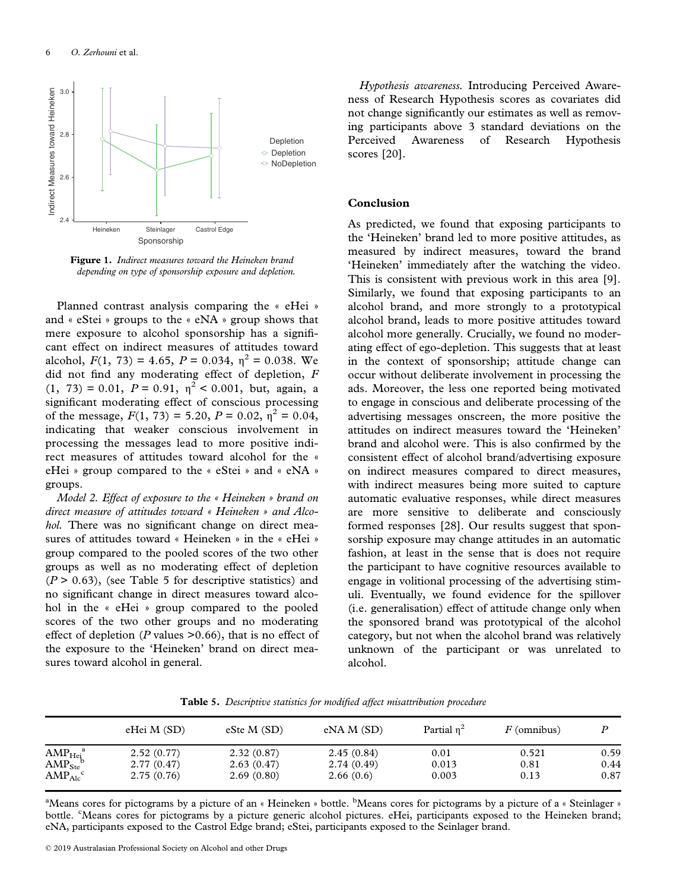**Figure 1.** *Indirect measures toward the Heineken brand depending on type of sponsorship exposure and depletion.*

Planned contrast analysis comparing the « eHei » and « eStei » groups to the « eNA » group shows that mere exposure to alcohol sponsorship has a significant effect on indirect measures of attitudes toward alcohol, $F(1, 73) = 4.65$, $P = 0.034$, $\eta^2 = 0.038$. We did not find any moderating effect of depletion, $F(1, 73) = 0.01$, $P = 0.91$, $\eta^2 < 0.001$, but, again, a significant moderating effect of conscious processing of the message, $F(1, 73) = 5.20$, $P = 0.02$, $\eta^2 = 0.04$, indicating that weaker conscious involvement in processing the messages lead to more positive indirect measures of attitudes toward alcohol for the « eHei » group compared to the « eStei » and « eNA » groups.

*Model 2. Effect of exposure to the « Heineken » brand on direct measure of attitudes toward « Heineken » and Alcohol.* There was no significant change on direct measures of attitudes toward « Heineken » in the « eHei » group compared to the pooled scores of the two other groups as well as no moderating effect of depletion ($P > 0.63$), (see Table 5 for descriptive statistics) and no significant change in direct measures toward alcohol in the « eHei » group compared to the pooled scores of the two other groups and no moderating effect of depletion ($P$ values $>0.66$), that is no effect of the exposure to the 'Heineken' brand on direct measures toward alcohol in general.

*Hypothesis awareness.* Introducing Perceived Awareness of Research Hypothesis scores as covariates did not change significantly our estimates as well as removing participants above 3 standard deviations on the Perceived Awareness of Research Hypothesis scores [20].

## Conclusion

As predicted, we found that exposing participants to the 'Heineken' brand led to more positive attitudes, as measured by indirect measures, toward the brand 'Heineken' immediately after the watching the video. This is consistent with previous work in this area [9]. Similarly, we found that exposing participants to an alcohol brand, and more strongly to a prototypical alcohol brand, leads to more positive attitudes toward alcohol more generally. Crucially, we found no moderating effect of ego-depletion. This suggests that at least in the context of sponsorship; attitude change can occur without deliberate involvement in processing the ads. Moreover, the less one reported being motivated to engage in conscious and deliberate processing of the advertising messages onscreen, the more positive the attitudes on indirect measures toward the 'Heineken' brand and alcohol were. This is also confirmed by the consistent effect of alcohol brand/advertising exposure on indirect measures compared to direct measures, with indirect measures being more suited to capture automatic evaluative responses, while direct measures are more sensitive to deliberate and consciously formed responses [28]. Our results suggest that sponsorship exposure may change attitudes in an automatic fashion, at least in the sense that is does not require the participant to have cognitive resources available to engage in volitional processing of the advertising stimuli. Eventually, we found evidence for the spillover (i.e. generalisation) effect of attitude change only when the sponsored brand was prototypical of the alcohol category, but not when the alcohol brand was relatively unknown of the participant or was unrelated to alcohol.

**Table 5.** *Descriptive statistics for modified affect misattribution procedure*

| | eHei M (SD) | eSte M (SD) | eNA M (SD) | Partial $\eta^2$ | $F$ (omnibus) | $P$ |
|---|---|---|---|---|---|---|
| $AMP_{Hei}$ [a] | 2.52 (0.77) | 2.32 (0.87) | 2.45 (0.84) | 0.01 | 0.521 | 0.59 |
| $AMP_{Ste}$ [b] | 2.77 (0.47) | 2.63 (0.47) | 2.74 (0.49) | 0.013 | 0.81 | 0.44 |
| $AMP_{Alc}$ [c] | 2.75 (0.76) | 2.69 (0.80) | 2.66 (0.6) | 0.003 | 0.13 | 0.87 |

[a]Means cores for pictograms by a picture of an « Heineken » bottle. [b]Means cores for pictograms by a picture of a « Steinlager » bottle. [c]Means cores for pictograms by a picture generic alcohol pictures. eHei, participants exposed to the Heineken brand; eNA, participants exposed to the Castrol Edge brand; eStei, participants exposed to the Seinlager brand.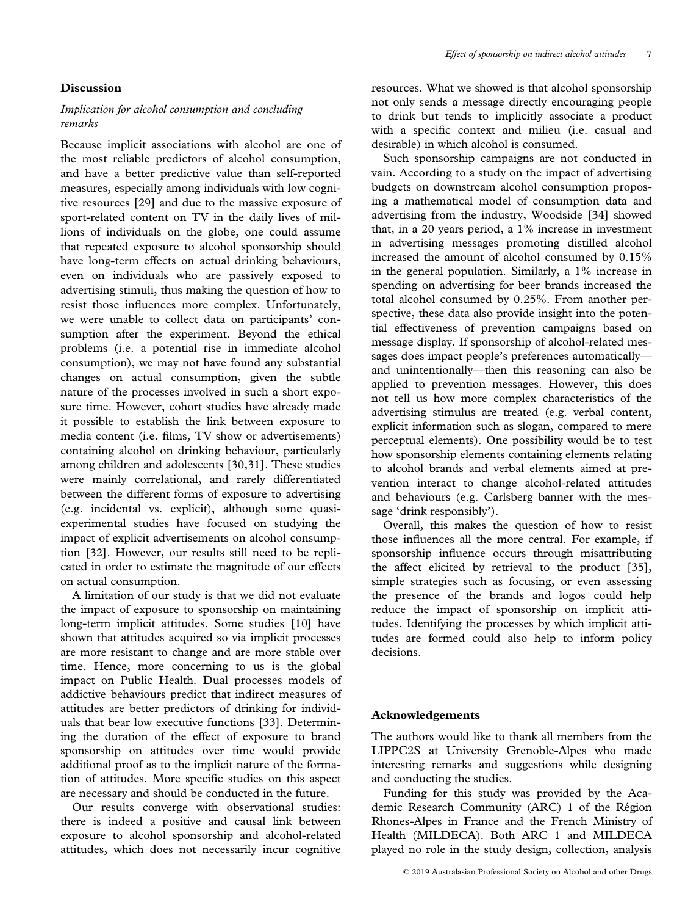## Discussion

### *Implication for alcohol consumption and concluding remarks*

Because implicit associations with alcohol are one of the most reliable predictors of alcohol consumption, and have a better predictive value than self-reported measures, especially among individuals with low cognitive resources [29] and due to the massive exposure of sport-related content on TV in the daily lives of millions of individuals on the globe, one could assume that repeated exposure to alcohol sponsorship should have long-term effects on actual drinking behaviours, even on individuals who are passively exposed to advertising stimuli, thus making the question of how to resist those influences more complex. Unfortunately, we were unable to collect data on participants' consumption after the experiment. Beyond the ethical problems (i.e. a potential rise in immediate alcohol consumption), we may not have found any substantial changes on actual consumption, given the subtle nature of the processes involved in such a short exposure time. However, cohort studies have already made it possible to establish the link between exposure to media content (i.e. films, TV show or advertisements) containing alcohol on drinking behaviour, particularly among children and adolescents [30,31]. These studies were mainly correlational, and rarely differentiated between the different forms of exposure to advertising (e.g. incidental vs. explicit), although some quasi-experimental studies have focused on studying the impact of explicit advertisements on alcohol consumption [32]. However, our results still need to be replicated in order to estimate the magnitude of our effects on actual consumption.

A limitation of our study is that we did not evaluate the impact of exposure to sponsorship on maintaining long-term implicit attitudes. Some studies [10] have shown that attitudes acquired so via implicit processes are more resistant to change and are more stable over time. Hence, more concerning to us is the global impact on Public Health. Dual processes models of addictive behaviours predict that indirect measures of attitudes are better predictors of drinking for individuals that bear low executive functions [33]. Determining the duration of the effect of exposure to brand sponsorship on attitudes over time would provide additional proof as to the implicit nature of the formation of attitudes. More specific studies on this aspect are necessary and should be conducted in the future.

Our results converge with observational studies: there is indeed a positive and causal link between exposure to alcohol sponsorship and alcohol-related attitudes, which does not necessarily incur cognitive resources. What we showed is that alcohol sponsorship not only sends a message directly encouraging people to drink but tends to implicitly associate a product with a specific context and milieu (i.e. casual and desirable) in which alcohol is consumed.

Such sponsorship campaigns are not conducted in vain. According to a study on the impact of advertising budgets on downstream alcohol consumption proposing a mathematical model of consumption data and advertising from the industry, Woodside [34] showed that, in a 20 years period, a 1% increase in investment in advertising messages promoting distilled alcohol increased the amount of alcohol consumed by 0.15% in the general population. Similarly, a 1% increase in spending on advertising for beer brands increased the total alcohol consumed by 0.25%. From another perspective, these data also provide insight into the potential effectiveness of prevention campaigns based on message display. If sponsorship of alcohol-related messages does impact people's preferences automatically—and unintentionally—then this reasoning can also be applied to prevention messages. However, this does not tell us how more complex characteristics of the advertising stimulus are treated (e.g. verbal content, explicit information such as slogan, compared to mere perceptual elements). One possibility would be to test how sponsorship elements containing elements relating to alcohol brands and verbal elements aimed at prevention interact to change alcohol-related attitudes and behaviours (e.g. Carlsberg banner with the message 'drink responsibly').

Overall, this makes the question of how to resist those influences all the more central. For example, if sponsorship influence occurs through misattributing the affect elicited by retrieval to the product [35], simple strategies such as focusing, or even assessing the presence of the brands and logos could help reduce the impact of sponsorship on implicit attitudes. Identifying the processes by which implicit attitudes are formed could also help to inform policy decisions.

## Acknowledgements

The authors would like to thank all members from the LIPPC2S at University Grenoble-Alpes who made interesting remarks and suggestions while designing and conducting the studies.

Funding for this study was provided by the Academic Research Community (ARC) 1 of the Région Rhones-Alpes in France and the French Ministry of Health (MILDECA). Both ARC 1 and MILDECA played no role in the study design, collection, analysis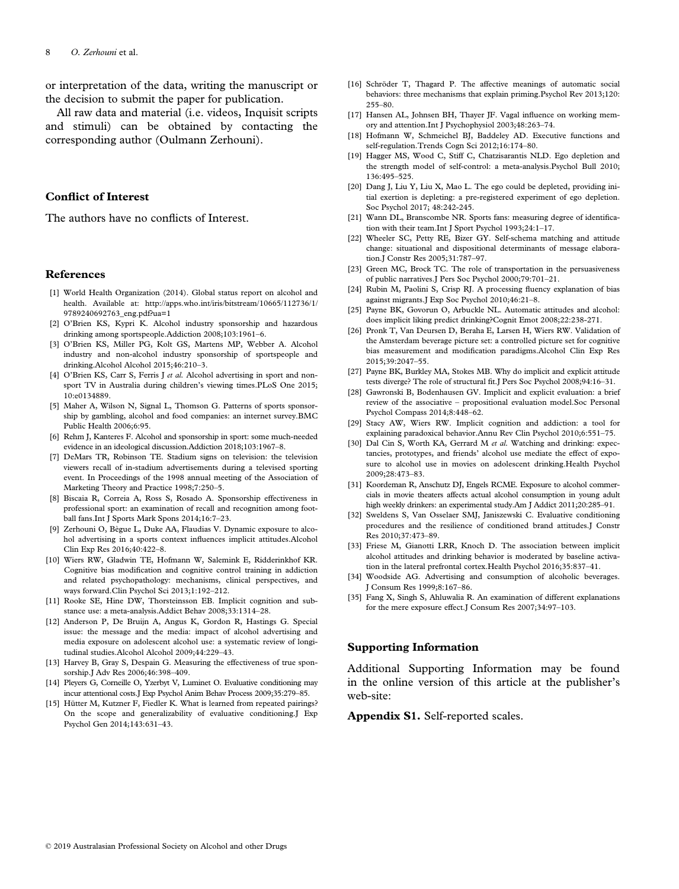or interpretation of the data, writing the manuscript or the decision to submit the paper for publication.

All raw data and material (i.e. videos, Inquisit scripts and stimuli) can be obtained by contacting the corresponding author (Oulmann Zerhouni).

## Conflict of Interest

The authors have no conflicts of Interest.

## References

[1] World Health Organization (2014). Global status report on alcohol and health. Available at: http://apps.who.int/iris/bitstream/10665/112736/1/9789240692763_eng.pdf?ua=1

[2] O'Brien KS, Kypri K. Alcohol industry sponsorship and hazardous drinking among sportspeople.Addiction 2008;103:1961–6.

[3] O'Brien KS, Miller PG, Kolt GS, Martens MP, Webber A. Alcohol industry and non-alcohol industry sponsorship of sportspeople and drinking.Alcohol Alcohol 2015;46:210–3.

[4] O'Brien KS, Carr S, Ferris J *et al.* Alcohol advertising in sport and non-sport TV in Australia during children's viewing times.PLoS One 2015; 10:e0134889.

[5] Maher A, Wilson N, Signal L, Thomson G. Patterns of sports sponsorship by gambling, alcohol and food companies: an internet survey.BMC Public Health 2006;6:95.

[6] Rehm J, Kanteres F. Alcohol and sponsorship in sport: some much-needed evidence in an ideological discussion.Addiction 2018;103:1967–8.

[7] DeMars TR, Robinson TE. Stadium signs on television: the television viewers recall of in-stadium advertisements during a televised sporting event. In Proceedings of the 1998 annual meeting of the Association of Marketing Theory and Practice 1998;7:250–5.

[8] Biscaia R, Correia A, Ross S, Rosado A. Sponsorship effectiveness in professional sport: an examination of recall and recognition among football fans.Int J Sports Mark Spons 2014;16:7–23.

[9] Zerhouni O, Bègue L, Duke AA, Flaudias V. Dynamic exposure to alcohol advertising in a sports context influences implicit attitudes.Alcohol Clin Exp Res 2016;40:422–8.

[10] Wiers RW, Gladwin TE, Hofmann W, Salemink E, Ridderinkhof KR. Cognitive bias modification and cognitive control training in addiction and related psychopathology: mechanisms, clinical perspectives, and ways forward.Clin Psychol Sci 2013;1:192–212.

[11] Rooke SE, Hine DW, Thorsteinsson EB. Implicit cognition and substance use: a meta-analysis.Addict Behav 2008;33:1314–28.

[12] Anderson P, De Bruijn A, Angus K, Gordon R, Hastings G. Special issue: the message and the media: impact of alcohol advertising and media exposure on adolescent alcohol use: a systematic review of longitudinal studies.Alcohol Alcohol 2009;44:229–43.

[13] Harvey B, Gray S, Despain G. Measuring the effectiveness of true sponsorship.J Adv Res 2006;46:398–409.

[14] Pleyers G, Corneille O, Yzerbyt V, Luminet O. Evaluative conditioning may incur attentional costs.J Exp Psychol Anim Behav Process 2009;35:279–85.

[15] Hütter M, Kutzner F, Fiedler K. What is learned from repeated pairings? On the scope and generalizability of evaluative conditioning.J Exp Psychol Gen 2014;143:631–43.

[16] Schröder T, Thagard P. The affective meanings of automatic social behaviors: three mechanisms that explain priming.Psychol Rev 2013;120: 255–80.

[17] Hansen AL, Johnsen BH, Thayer JF. Vagal influence on working memory and attention.Int J Psychophysiol 2003;48:263–74.

[18] Hofmann W, Schmeichel BJ, Baddeley AD. Executive functions and self-regulation.Trends Cogn Sci 2012;16:174–80.

[19] Hagger MS, Wood C, Stiff C, Chatzisarantis NLD. Ego depletion and the strength model of self-control: a meta-analysis.Psychol Bull 2010; 136:495–525.

[20] Dang J, Liu Y, Liu X, Mao L. The ego could be depleted, providing initial exertion is depleting: a pre-registered experiment of ego depletion. Soc Psychol 2017; 48:242-245.

[21] Wann DL, Branscombe NR. Sports fans: measuring degree of identification with their team.Int J Sport Psychol 1993;24:1–17.

[22] Wheeler SC, Petty RE, Bizer GY. Self-schema matching and attitude change: situational and dispositional determinants of message elaboration.J Constr Res 2005;31:787–97.

[23] Green MC, Brock TC. The role of transportation in the persuasiveness of public narratives.J Pers Soc Psychol 2000;79:701–21.

[24] Rubin M, Paolini S, Crisp RJ. A processing fluency explanation of bias against migrants.J Exp Soc Psychol 2010;46:21–8.

[25] Payne BK, Govorun O, Arbuckle NL. Automatic attitudes and alcohol: does implicit liking predict drinking?Cognit Emot 2008;22:238-271.

[26] Pronk T, Van Deursen D, Beraha E, Larsen H, Wiers RW. Validation of the Amsterdam beverage picture set: a controlled picture set for cognitive bias measurement and modification paradigms.Alcohol Clin Exp Res 2015;39:2047–55.

[27] Payne BK, Burkley MA, Stokes MB. Why do implicit and explicit attitude tests diverge? The role of structural fit.J Pers Soc Psychol 2008;94:16–31.

[28] Gawronski B, Bodenhausen GV. Implicit and explicit evaluation: a brief review of the associative – propositional evaluation model.Soc Personal Psychol Compass 2014;8:448–62.

[29] Stacy AW, Wiers RW. Implicit cognition and addiction: a tool for explaining paradoxical behavior.Annu Rev Clin Psychol 2010;6:551–75.

[30] Dal Cin S, Worth KA, Gerrard M *et al.* Watching and drinking: expectancies, prototypes, and friends' alcohol use mediate the effect of exposure to alcohol use in movies on adolescent drinking.Health Psychol 2009;28:473–83.

[31] Koordeman R, Anschutz DJ, Engels RCME. Exposure to alcohol commercials in movie theaters affects actual alcohol consumption in young adult high weekly drinkers: an experimental study.Am J Addict 2011;20:285–91.

[32] Sweldens S, Van Osselaer SMJ, Janiszewski C. Evaluative conditioning procedures and the resilience of conditioned brand attitudes.J Constr Res 2010;37:473–89.

[33] Friese M, Gianotti LRR, Knoch D. The association between implicit alcohol attitudes and drinking behavior is moderated by baseline activation in the lateral prefrontal cortex.Health Psychol 2016;35:837–41.

[34] Woodside AG. Advertising and consumption of alcoholic beverages. J Consum Res 1999;8:167–86.

[35] Fang X, Singh S, Ahluwalia R. An examination of different explanations for the mere exposure effect.J Consum Res 2007;34:97–103.

## Supporting Information

Additional Supporting Information may be found in the online version of this article at the publisher's web-site:

**Appendix S1.** Self-reported scales.

© 2019 Australasian Professional Society on Alcohol and other Drugs